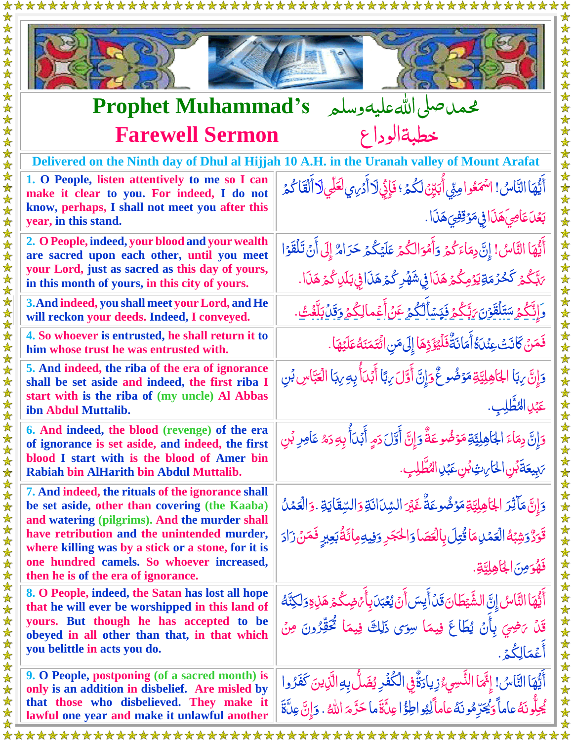# Prophet Muhammad's Farewell Sermon

محمد صلى الله عليه وسلم

خطبة الوداع

**Delivered on the Ninth day of Dhul al Hijjah 10 A.H. in the Uranah valley of Mount Arafat**

| English | Arabic |
|---|---|
| **1. O People, listen attentively to me so I can make it clear to you. For indeed, I do not know, perhaps, I shall not meet you after this year, in this stand.** | أَيُّهَا النَّاسُ! اسْمَعُوا مِنِّي أُبَيِّنْ لَكُمْ؛ فَإِنِّي لَا أَدْرِي لَعَلِّي لَا أَلْقَاكُمْ بَعْدَ عَامِي هَذَا فِي مَوْقِفِي هَذَا. |
| **2. O People, indeed, your blood and your wealth are sacred upon each other, until you meet your Lord, just as sacred as this day of yours, in this month of yours, in this city of yours.** | أَيُّهَا النَّاسُ! إِنَّ دِمَاءَكُمْ وَأَمْوَالَكُمْ عَلَيْكُمْ حَرَامٌ إِلَى أَنْ تَلْقَوْا رَبَّكُمْ كَحُرْمَةِ يَوْمِكُمْ هَذَا فِي شَهْرِكُمْ هَذَا فِي بَلَدِكُمْ هَذَا. |
| **3. And indeed, you shall meet your Lord, and He will reckon your deeds. Indeed, I conveyed.** | وَإِنَّكُمْ سَتَلْقَوْنَ رَبَّكُمْ فَيَسْأَلُكُمْ عَنْ أَعْمَالِكُمْ وَقَدْ بَلَّغْتُ. |
| **4. So whoever is entrusted, he shall return it to him whose trust he was entrusted with.** | فَمَنْ كَانَتْ عِنْدَهُ أَمَانَةٌ فَلْيُؤَدِّهَا إِلَى مَنِ ائْتَمَنَهُ عَلَيْهَا. |
| **5. And indeed, the riba of the era of ignorance shall be set aside and indeed, the first riba I start with is the riba of (my uncle) Al Abbas ibn Abdul Muttalib.** | وَإِنَّ رِبَا الْجَاهِلِيَّةِ مَوْضُوعٌ وَإِنَّ أَوَّلَ رِبًا أَبْدَأُ بِهِ رِبَا الْعَبَّاسِ بْنِ عَبْدِ الْمُطَّلِبِ. |
| **6. And indeed, the blood (revenge) of the era of ignorance is set aside, and indeed, the first blood I start with is the blood of Amer bin Rabiah bin AlHarith bin Abdul Muttalib.** | وَإِنَّ دِمَاءَ الْجَاهِلِيَّةِ مَوْضُوعَةٌ وَإِنَّ أَوَّلَ دَمٍ أَبْدَأُ بِهِ دَمُ عَامِرِ بْنِ رَبِيعَةَ بْنِ الْحَارِثِ بْنِ عَبْدِ الْمُطَّلِبِ. |
| **7. And indeed, the rituals of the ignorance shall be set aside, other than covering (the Kaaba) and watering (pilgrims). And the murder shall have retribution and the unintended murder, where killing was by a stick or a stone, for it is one hundred camels. So whoever increased, then he is of the era of ignorance.** | وَإِنَّ مَآثِرَ الْجَاهِلِيَّةِ مَوْضُوعَةٌ غَيْرَ السِّدَانَةِ وَالسِّقَايَةِ. وَالْعَمْدُ قَوَدٌ وَشِبْهُ الْعَمْدِ مَا قُتِلَ بِالْعَصَا وَالْحَجَرِ وَفِيهِ مِائَةُ بَعِيرٍ فَمَنْ زَادَ فَهُوَ مِنَ الْجَاهِلِيَّةِ. |
| **8. O People, indeed, the Satan has lost all hope that he will ever be worshipped in this land of yours. But though he has accepted to be obeyed in all other than that, in that which you belittle in acts you do.** | أَيُّهَا النَّاسُ إِنَّ الشَّيْطَانَ قَدْ أَيِسَ أَنْ يُعْبَدَ بِأَرْضِكُمْ هَذِهِ وَلَكِنَّهُ قَدْ رَضِيَ بِأَنْ يُطَاعَ فِيمَا سِوَى ذَلِكَ فِيمَا تُحَقِّرُونَ مِنْ أَعْمَالِكُمْ. |
| **9. O People, postponing (of a sacred month) is only is an addition in disbelief. Are misled by that those who disbelieved. They make it lawful one year and make it unlawful another** | أَيُّهَا النَّاسُ! إِنَّمَا النَّسِيءُ زِيَادَةٌ فِي الْكُفْرِ يُضَلُّ بِهِ الَّذِينَ كَفَرُوا يُحِلُّونَهُ عَاماً وَيُحَرِّمُونَهُ عَاماً لِيُوَاطِئُوا عِدَّةَ مَا حَرَّمَ اللهُ. وَإِنَّ عِدَّةَ |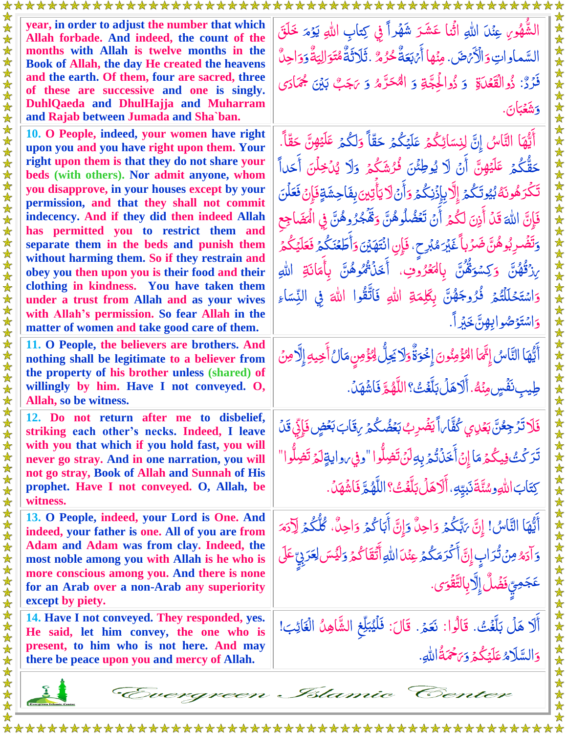| | |
|---|---|
| year, in order to adjust the number that which Allah forbade. And indeed, the count of the months with Allah is twelve months in the Book of Allah, the day He created the heavens and the earth. Of them, four are sacred, three of these are successive and one is singly. DuhlQaeda and DhulHajja and Muharram and Rajab between Jumada and Sha`ban. | الشُّهُورِ عِنْدَ اللهِ اثْنَا عَشَرَ شَهْراً فِي كِتَابِ اللهِ يَوْمَ خَلَقَ السَّماواتِ وَالْأَرْضَ. مِنْها أَرْبَعَةٌ حُرُمٌ. ثَلَاثَةٌ مُتَوَالِيَةٌ وَوَاحِدٌ فَرْدٌ: ذُوالْقَعْدَةِ وَ ذُوالْحِجَّةِ وَ الْمُحَرَّمُ وَ رَجَبٌ بَيْنَ جُمَادَى وَشَعْبَانَ. |
| 10. O People, indeed, your women have right upon you and you have right upon them. Your right upon them is that they do not share your beds (with others). Nor admit anyone, whom you disapprove, in your houses except by your permission, and that they shall not commit indecency. And if they did then indeed Allah has permitted you to restrict them and separate them in the beds and punish them without harming them. So if they restrain and obey you then upon you is their food and their clothing in kindness. You have taken them under a trust from Allah and as your wives with Allah's permission. So fear Allah in the matter of women and take good care of them. | أَيُّهَا النَّاسُ إِنَّ لِنِسَائِكُمْ عَلَيْكُمْ حَقّاً وَلَكُمْ عَلَيْهِنَّ حَقّاً. حَقُّكُمْ عَلَيْهِنَّ أَنْ لَا يُوطِئْنَ فُرُشَكُمْ وَلَا يُدْخِلْنَ أَحَداً تَكْرَهُونَهُ بُيُوتَكُمْ إِلَّا بِإِذْنِكُمْ وَأَنْ لَا يَأْتِينَ بِفَاحِشَةٍ فَإِنْ فَعَلْنَ فَإِنَّ اللهَ قَدْ أَذِنَ لَكُمْ أَنْ تَعْضُلُوهُنَّ وَتَهْجُرُوهُنَّ فِي الْمَضَاجِعِ وَتَضْرِبُوهُنَّ ضَرْباً غَيْرَ مُبَرِّحٍ، فَإِنِ انْتَهَيْنَ وَأَطَعْنَكُمْ فَعَلَيْكُمْ رِزْقُهُنَّ وَكِسْوَتُهُنَّ بِالْمَعْرُوفِ، أَخَذْتُمُوهُنَّ بِأَمَانَةِ اللهِ وَاسْتَحْلَلْتُمْ فُرُوجَهُنَّ بِكَلِمَةِ اللهِ فَاتَّقُوا اللهَ فِي النِّسَاءِ وَاسْتَوْصُوا بِهِنَّ خَيْراً. |
| 11. O People, the believers are brothers. And nothing shall be legitimate to a believer from the property of his brother unless (shared) of willingly by him. Have I not conveyed. O, Allah, so be witness. | أَيُّهَا النَّاسُ إِنَّمَا الْمُؤْمِنُونَ إِخْوَةٌ وَلَا يَحِلُّ لِمُؤْمِنٍ مَالُ أَخِيهِ إِلَّا مِنْ طِيبِ نَفْسٍ مِنْهُ. أَلَا هَلْ بَلَّغْتُ؟ اللَّهُمَّ فَاشْهَدْ. |
| 12. Do not return after me to disbelief, striking each other's necks. Indeed, I leave with you that which if you hold fast, you will never go stray. And in one narration, you will not go stray, Book of Allah and Sunnah of His prophet. Have I not conveyed. O, Allah, be witness. | فَلَا تَرْجِعُنَّ بَعْدِي كُفَّاراً يَضْرِبُ بَعْضُكُمْ رِقَابَ بَعْضٍ فَإِنِّي قَدْ تَرَكْتُ فِيكُمْ مَا إِنْ أَخَذْتُمْ بِهِ لَنْ تَضِلُّوا "وَفِي رِوايةٍ لَمْ تَضِلُّوا" كِتَابَ اللهِ وَسُنَّةَ نَبِيِّهِ، أَلَا هَلْ بَلَّغْتُ؟ اللَّهُمَّ فَاشْهَدْ. |
| 13. O People, indeed, your Lord is One. And indeed, your father is one. All of you are from Adam and Adam was from clay. Indeed, the most noble among you with Allah is he who is more conscious among you. And there is none for an Arab over a non-Arab any superiority except by piety. | أَيُّهَا النَّاسُ! إِنَّ رَبَّكُمْ وَاحِدٌ وَإِنَّ أَبَاكُمْ وَاحِدٌ، كُلُّكُمْ لِآدَمَ وَآدَمُ مِنْ تُرَابٍ إِنَّ أَكْرَمَكُمْ عِنْدَ اللهِ أَتْقَاكُمْ وَلَيْسَ لِعَرَبِيٍّ عَلَى عَجَمِيٍّ فَضْلٌ إِلَّا بِالتَّقْوَى. |
| 14. Have I not conveyed. They responded, yes. He said, let him convey, the one who is present, to him who is not here. And may there be peace upon you and mercy of Allah. | أَلَا هَلْ بَلَّغْتُ. قَالُوا: نَعَمْ. قَالَ: فَلْيُبَلِّغِ الشَّاهِدُ الْغَائِبَ! وَالسَّلَامُ عَلَيْكُمْ وَرَحْمَةُ اللهِ. |

Evergreen Islamic Center